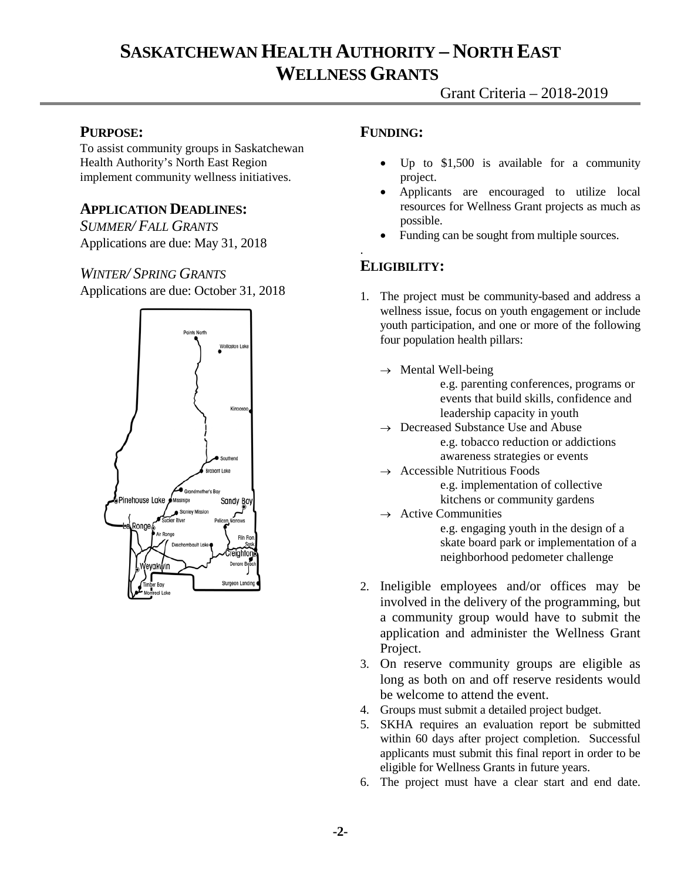# SASKATCHEWAN HEALTH AUTHORITY – NORTH EAST WELLNESS GRANTS

Grant Criteria – 2018-2019

## PURPOSE:

To assist community groups in Saskatchewan Health Authority's North East Region implement community wellness initiatives.

## APPLICATION DEADLINES:

*SUMMER/ FALL GRANTS*

Applications are due: May 31, 2018

*WINTER/ SPRING GRANTS*

Applications are due: October 31, 2018

## FUNDING:

- Up to $1,500 is available for a community project.
- Applicants are encouraged to utilize local resources for Wellness Grant projects as much as possible.
- Funding can be sought from multiple sources.

## ELIGIBILITY:

1. The project must be community-based and address a wellness issue, focus on youth engagement or include youth participation, and one or more of the following four population health pillars:
   - → Mental Well-being
     e.g. parenting conferences, programs or events that build skills, confidence and leadership capacity in youth
   - → Decreased Substance Use and Abuse
     e.g. tobacco reduction or addictions awareness strategies or events
   - → Accessible Nutritious Foods
     e.g. implementation of collective kitchens or community gardens
   - → Active Communities
     e.g. engaging youth in the design of a skate board park or implementation of a neighborhood pedometer challenge
2. Ineligible employees and/or offices may be involved in the delivery of the programming, but a community group would have to submit the application and administer the Wellness Grant Project.
3. On reserve community groups are eligible as long as both on and off reserve residents would be welcome to attend the event.
4. Groups must submit a detailed project budget.
5. SKHA requires an evaluation report be submitted within 60 days after project completion. Successful applicants must submit this final report in order to be eligible for Wellness Grants in future years.
6. The project must have a clear start and end date.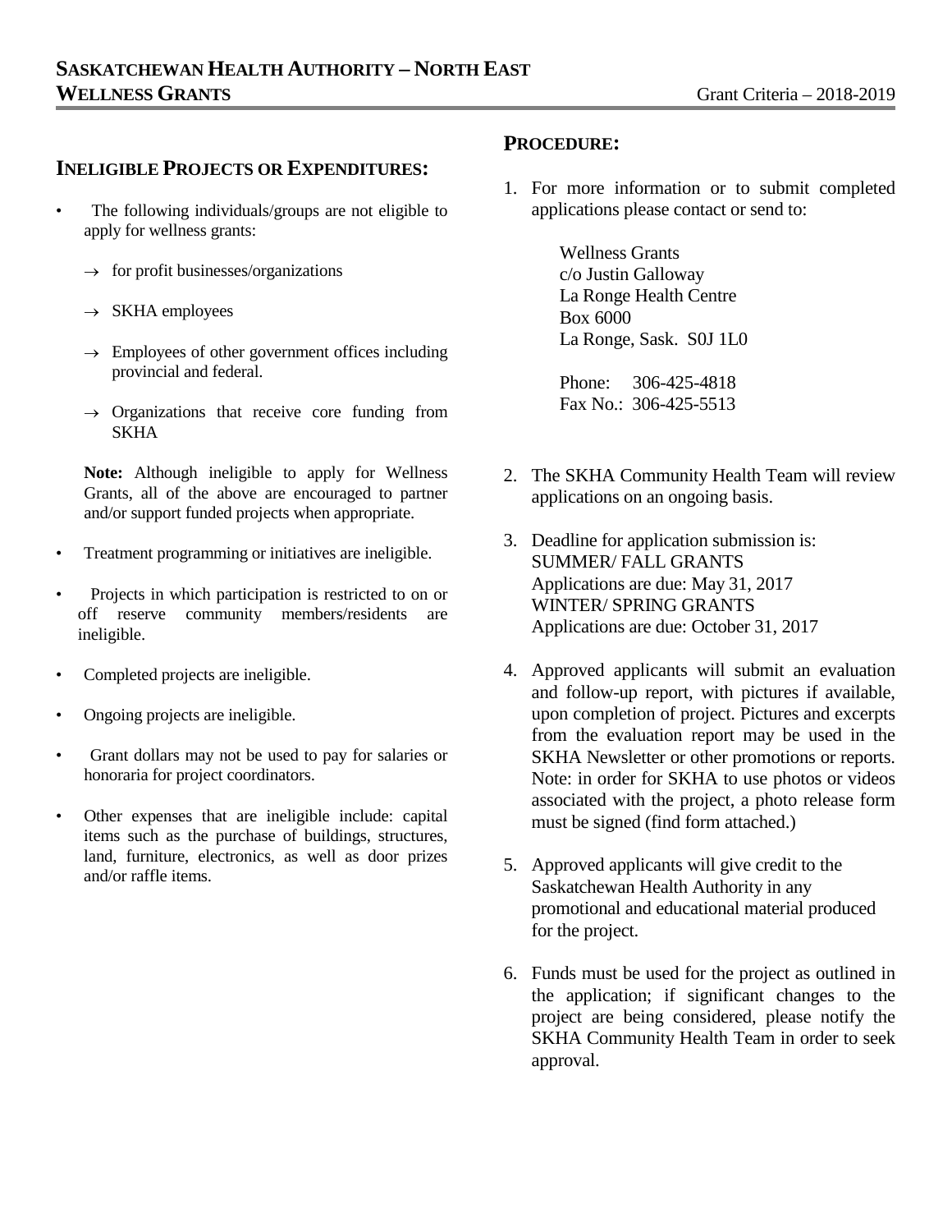# SASKATCHEWAN HEALTH AUTHORITY – NORTH EAST WELLNESS GRANTS

Grant Criteria – 2018-2019

## INELIGIBLE PROJECTS OR EXPENDITURES:

- The following individuals/groups are not eligible to apply for wellness grants:
  - → for profit businesses/organizations
  - → SKHA employees
  - → Employees of other government offices including provincial and federal.
  - → Organizations that receive core funding from SKHA

  **Note:** Although ineligible to apply for Wellness Grants, all of the above are encouraged to partner and/or support funded projects when appropriate.

- Treatment programming or initiatives are ineligible.
- Projects in which participation is restricted to on or off reserve community members/residents are ineligible.
- Completed projects are ineligible.
- Ongoing projects are ineligible.
- Grant dollars may not be used to pay for salaries or honoraria for project coordinators.
- Other expenses that are ineligible include: capital items such as the purchase of buildings, structures, land, furniture, electronics, as well as door prizes and/or raffle items.

## PROCEDURE:

1. For more information or to submit completed applications please contact or send to:

   Wellness Grants
   c/o Justin Galloway
   La Ronge Health Centre
   Box 6000
   La Ronge, Sask. S0J 1L0

   Phone: 306-425-4818
   Fax No.: 306-425-5513

2. The SKHA Community Health Team will review applications on an ongoing basis.
3. Deadline for application submission is:
   SUMMER/ FALL GRANTS
   Applications are due: May 31, 2017
   WINTER/ SPRING GRANTS
   Applications are due: October 31, 2017
4. Approved applicants will submit an evaluation and follow-up report, with pictures if available, upon completion of project. Pictures and excerpts from the evaluation report may be used in the SKHA Newsletter or other promotions or reports. Note: in order for SKHA to use photos or videos associated with the project, a photo release form must be signed (find form attached.)
5. Approved applicants will give credit to the Saskatchewan Health Authority in any promotional and educational material produced for the project.
6. Funds must be used for the project as outlined in the application; if significant changes to the project are being considered, please notify the SKHA Community Health Team in order to seek approval.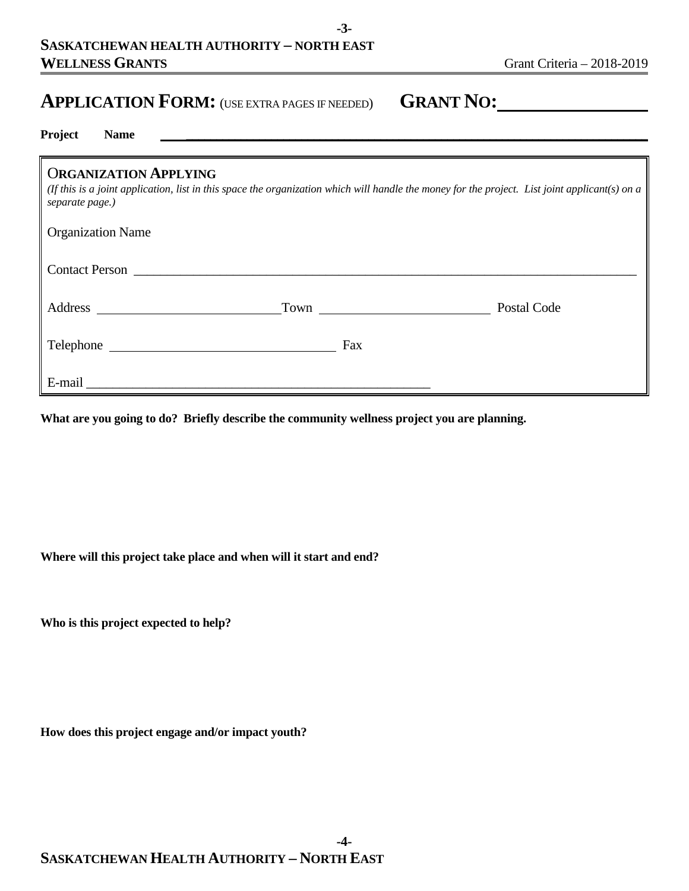# APPLICATION FORM: (USE EXTRA PAGES IF NEEDED) GRANT NO:________________

**Project Name** ____________________________________________________________

## ORGANIZATION APPLYING

*(If this is a joint application, list in this space the organization which will handle the money for the project. List joint applicant(s) on a separate page.)*

Organization Name

Contact Person ________________________________________________________________

Address ___________________________ Town _________________________ Postal Code

Telephone _________________________________ Fax

E-mail ____________________________________________________

**What are you going to do? Briefly describe the community wellness project you are planning.**

**Where will this project take place and when will it start and end?**

**Who is this project expected to help?**

**How does this project engage and/or impact youth?**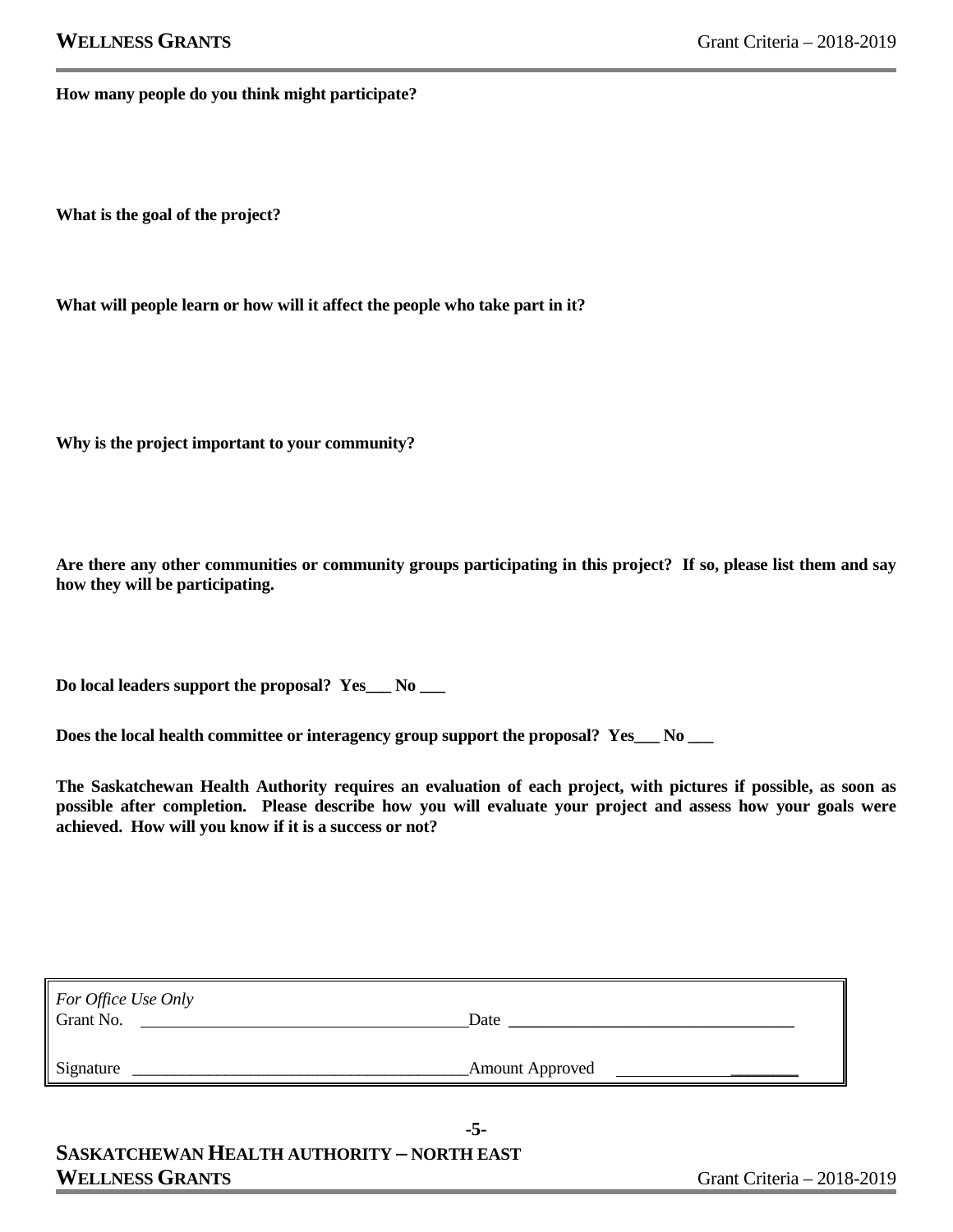**How many people do you think might participate?**

**What is the goal of the project?**

**What will people learn or how will it affect the people who take part in it?**

**Why is the project important to your community?**

**Are there any other communities or community groups participating in this project? If so, please list them and say how they will be participating.**

**Do local leaders support the proposal? Yes___ No ___**

**Does the local health committee or interagency group support the proposal? Yes___ No ___**

**The Saskatchewan Health Authority requires an evaluation of each project, with pictures if possible, as soon as possible after completion. Please describe how you will evaluate your project and assess how your goals were achieved. How will you know if it is a success or not?**

| *For Office Use Only* | |
|---|---|
| Grant No. ________________________ | Date ________________________ |
| Signature ________________________ | Amount Approved ________________________ |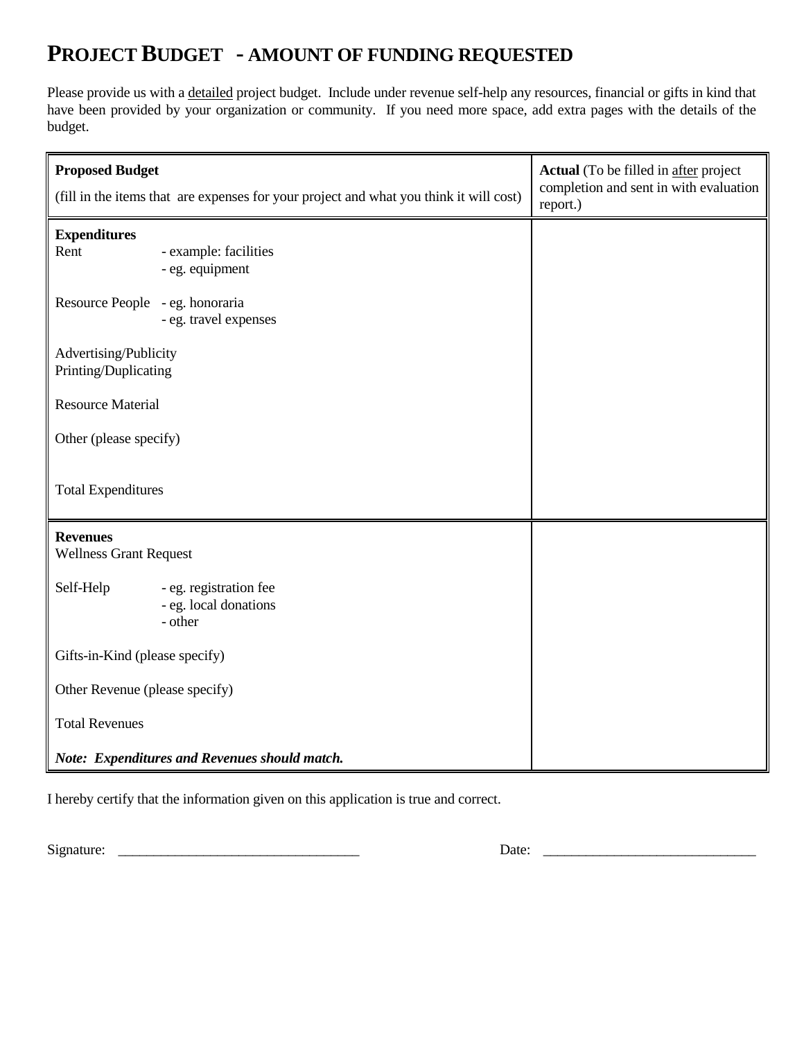# PROJECT BUDGET - AMOUNT OF FUNDING REQUESTED

Please provide us with a detailed project budget. Include under revenue self-help any resources, financial or gifts in kind that have been provided by your organization or community. If you need more space, add extra pages with the details of the budget.

| **Proposed Budget**<br>(fill in the items that are expenses for your project and what you think it will cost) | | **Actual** (To be filled in after project completion and sent in with evaluation report.) |
|---|---|---|
| **Expenditures** | | |
| Rent | - example: facilities | |
| | - eg. equipment | |
| Resource People | - eg. honoraria | |
| | - eg. travel expenses | |
| Advertising/Publicity | | |
| Printing/Duplicating | | |
| Resource Material | | |
| Other (please specify) | | |
| Total Expenditures | | |
| **Revenues** | | |
| Wellness Grant Request | | |
| Self-Help | - eg. registration fee | |
| | - eg. local donations | |
| | - other | |
| Gifts-in-Kind (please specify) | | |
| Other Revenue (please specify) | | |
| Total Revenues | | |
| ***Note: Expenditures and Revenues should match.*** | | |

I hereby certify that the information given on this application is true and correct.

Signature: ___________________________________ Date: _______________________________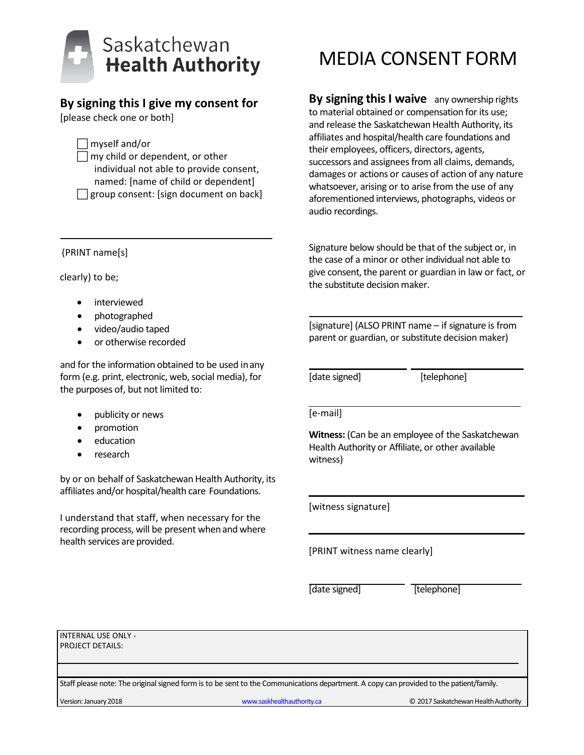Saskatchewan Health Authority

# MEDIA CONSENT FORM

**By signing this I give my consent for**
[please check one or both]

- ☐ myself and/or
- ☐ my child or dependent, or other individual not able to provide consent, named: [name of child or dependent]
- ☐ group consent: [sign document on back]

______________________________

(PRINT name[s]

clearly) to be;

- interviewed
- photographed
- video/audio taped
- or otherwise recorded

and for the information obtained to be used in any form (e.g. print, electronic, web, social media), for the purposes of, but not limited to:

- publicity or news
- promotion
- education
- research

by or on behalf of Saskatchewan Health Authority, its affiliates and/or hospital/health care Foundations.

I understand that staff, when necessary for the recording process, will be present when and where health services are provided.

**By signing this I waive** any ownership rights to material obtained or compensation for its use; and release the Saskatchewan Health Authority, its affiliates and hospital/health care foundations and their employees, officers, directors, agents, successors and assignees from all claims, demands, damages or actions or causes of action of any nature whatsoever, arising or to arise from the use of any aforementioned interviews, photographs, videos or audio recordings.

Signature below should be that of the subject or, in the case of a minor or other individual not able to give consent, the parent or guardian in law or fact, or the substitute decision maker.

______________________________

[signature] (ALSO PRINT name – if signature is from parent or guardian, or substitute decision maker)

______________ ______________

[date signed] [telephone]

______________________________

[e-mail]

**Witness:** (Can be an employee of the Saskatchewan Health Authority or Affiliate, or other available witness)

______________________________

[witness signature]

______________________________

[PRINT witness name clearly]

______________ ______________

[date signed] [telephone]

INTERNAL USE ONLY -
PROJECT DETAILS:

Staff please note: The original signed form is to be sent to the Communications department. A copy can provided to the patient/family.

Version: January 2018 www.saskhealthauthority.ca © 2017 Saskatchewan Health Authority